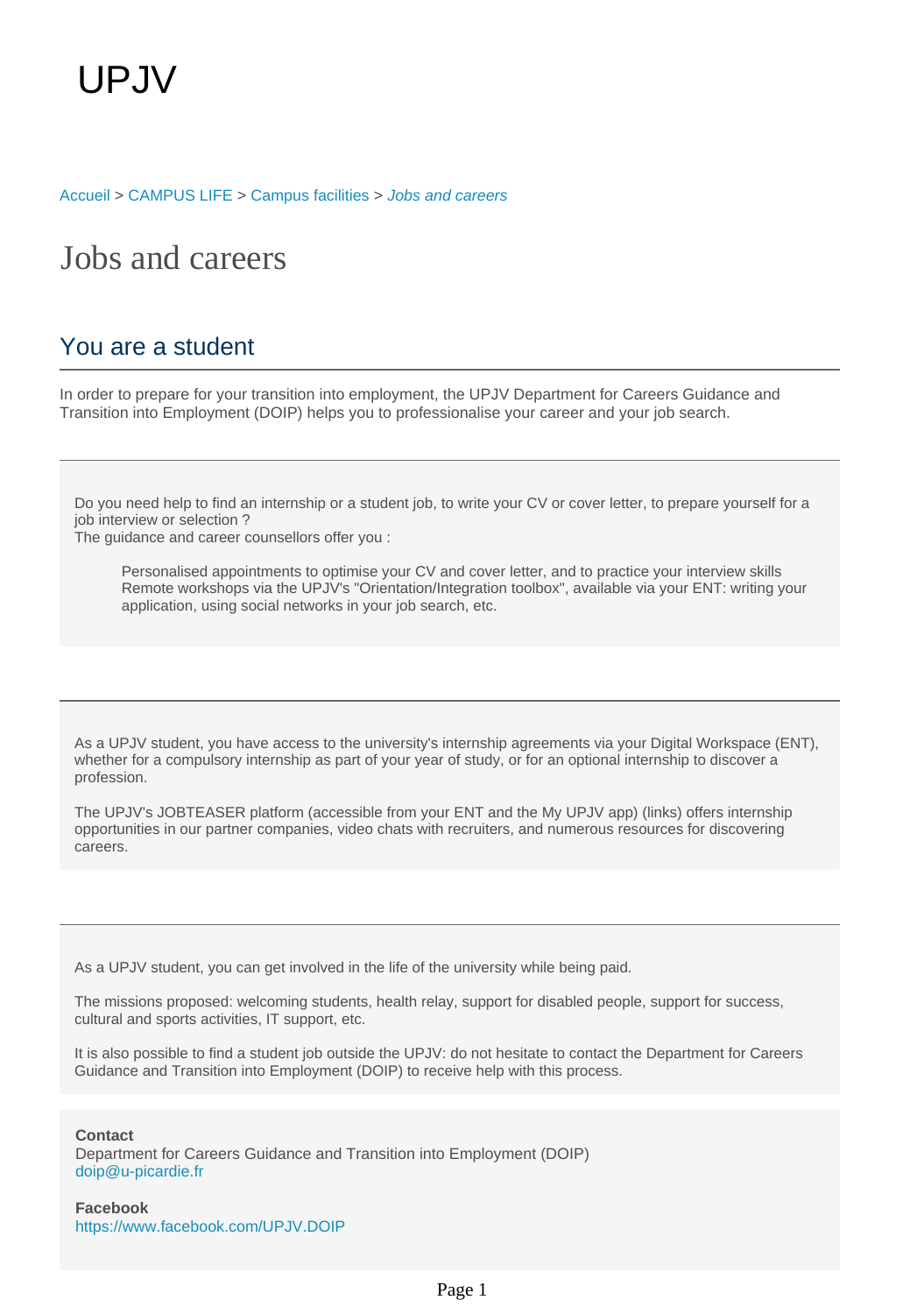UPJV

Accueil > CAMPUS LIFE > Campus facilities > *Jobs and careers*

# Jobs and careers

## You are a student

In order to prepare for your transition into employment, the UPJV Department for Careers Guidance and Transition into Employment (DOIP) helps you to professionalise your career and your job search.

Do you need help to find an internship or a student job, to write your CV or cover letter, to prepare yourself for a job interview or selection ?
The guidance and career counsellors offer you :

- Personalised appointments to optimise your CV and cover letter, and to practice your interview skills
- Remote workshops via the UPJV's "Orientation/Integration toolbox", available via your ENT: writing your application, using social networks in your job search, etc.

As a UPJV student, you have access to the university's internship agreements via your Digital Workspace (ENT), whether for a compulsory internship as part of your year of study, or for an optional internship to discover a profession.

The UPJV's JOBTEASER platform (accessible from your ENT and the My UPJV app) (links) offers internship opportunities in our partner companies, video chats with recruiters, and numerous resources for discovering careers.

As a UPJV student, you can get involved in the life of the university while being paid.

The missions proposed: welcoming students, health relay, support for disabled people, support for success, cultural and sports activities, IT support, etc.

It is also possible to find a student job outside the UPJV: do not hesitate to contact the Department for Careers Guidance and Transition into Employment (DOIP) to receive help with this process.

**Contact**
Department for Careers Guidance and Transition into Employment (DOIP)
doip@u-picardie.fr

**Facebook**
https://www.facebook.com/UPJV.DOIP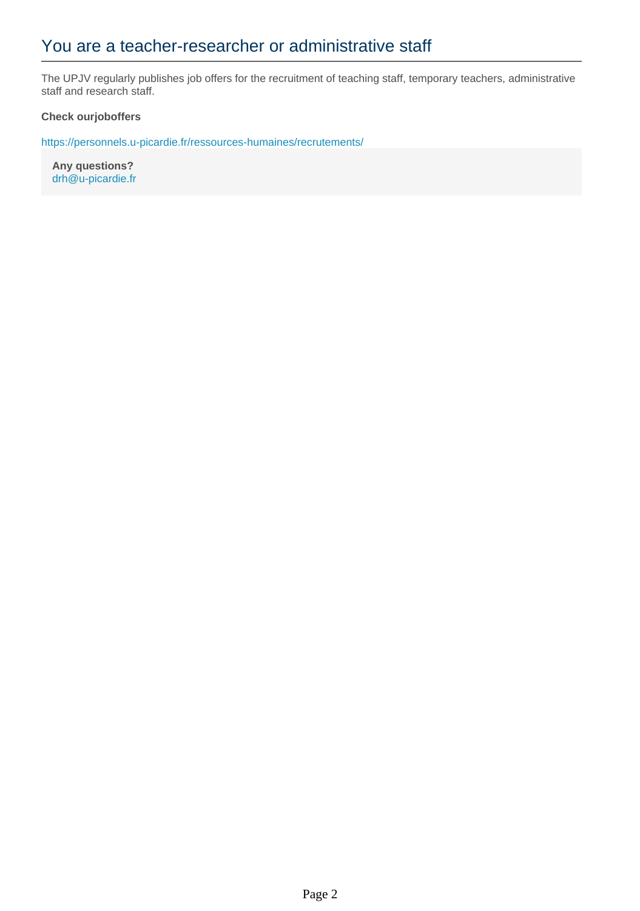## You are a teacher-researcher or administrative staff

The UPJV regularly publishes job offers for the recruitment of teaching staff, temporary teachers, administrative staff and research staff.

**Check ourjoboffers**

https://personnels.u-picardie.fr/ressources-humaines/recrutements/

**Any questions?**
drh@u-picardie.fr